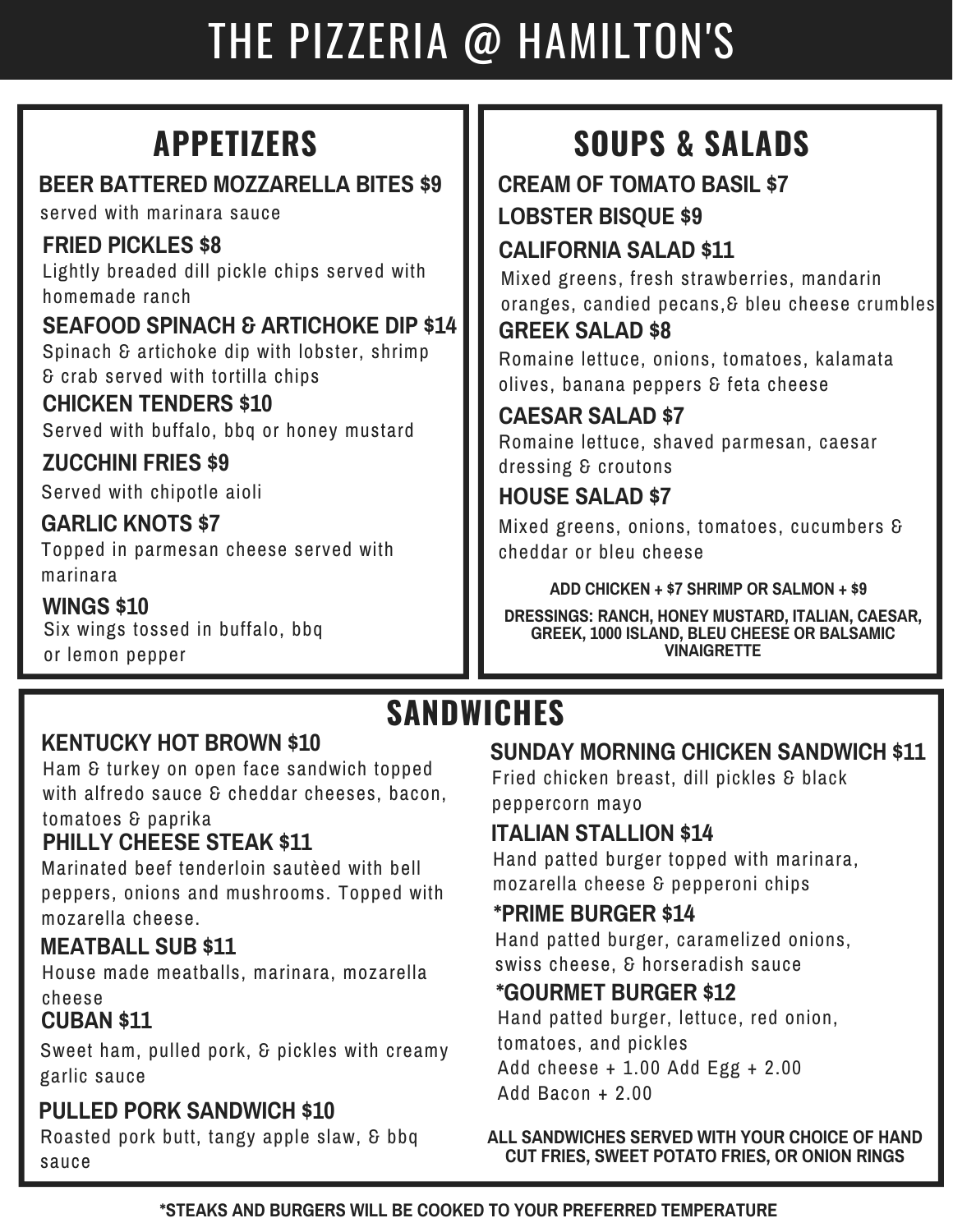# THE PIZZERIA @ HAMILTON'S

## APPETIZERS

**BEER BATTERED MOZZARELLA BITES $9**
served with marinara sauce

**FRIED PICKLES $8**
Lightly breaded dill pickle chips served with homemade ranch

**SEAFOOD SPINACH & ARTICHOKE DIP $14**
Spinach & artichoke dip with lobster, shrimp & crab served with tortilla chips

**CHICKEN TENDERS $10**
Served with buffalo, bbq or honey mustard

**ZUCCHINI FRIES $9**
Served with chipotle aioli

**GARLIC KNOTS $7**
Topped in parmesan cheese served with marinara

**WINGS $10**
Six wings tossed in buffalo, bbq or lemon pepper

## SOUPS & SALADS

**CREAM OF TOMATO BASIL $7**

**LOBSTER BISQUE $9**

**CALIFORNIA SALAD $11**
Mixed greens, fresh strawberries, mandarin oranges, candied pecans,& bleu cheese crumbles

**GREEK SALAD $8**
Romaine lettuce, onions, tomatoes, kalamata olives, banana peppers & feta cheese

**CAESAR SALAD $7**
Romaine lettuce, shaved parmesan, caesar dressing & croutons

**HOUSE SALAD $7**
Mixed greens, onions, tomatoes, cucumbers & cheddar or bleu cheese

**ADD CHICKEN + $7 SHRIMP OR SALMON + $9**

**DRESSINGS: RANCH, HONEY MUSTARD, ITALIAN, CAESAR, GREEK, 1000 ISLAND, BLEU CHEESE OR BALSAMIC VINAIGRETTE**

## SANDWICHES

**KENTUCKY HOT BROWN $10**
Ham & turkey on open face sandwich topped with alfredo sauce & cheddar cheeses, bacon, tomatoes & paprika

**PHILLY CHEESE STEAK $11**
Marinated beef tenderloin sautèed with bell peppers, onions and mushrooms. Topped with mozarella cheese.

**MEATBALL SUB $11**
House made meatballs, marinara, mozarella cheese

**CUBAN $11**
Sweet ham, pulled pork, & pickles with creamy garlic sauce

**PULLED PORK SANDWICH $10**
Roasted pork butt, tangy apple slaw, & bbq sauce

**SUNDAY MORNING CHICKEN SANDWICH $11**
Fried chicken breast, dill pickles & black peppercorn mayo

**ITALIAN STALLION $14**
Hand patted burger topped with marinara, mozarella cheese & pepperoni chips

**\*PRIME BURGER $14**
Hand patted burger, caramelized onions, swiss cheese, & horseradish sauce

**\*GOURMET BURGER $12**
Hand patted burger, lettuce, red onion, tomatoes, and pickles
Add cheese + 1.00 Add Egg + 2.00
Add Bacon + 2.00

**ALL SANDWICHES SERVED WITH YOUR CHOICE OF HAND CUT FRIES, SWEET POTATO FRIES, OR ONION RINGS**

**\*STEAKS AND BURGERS WILL BE COOKED TO YOUR PREFERRED TEMPERATURE**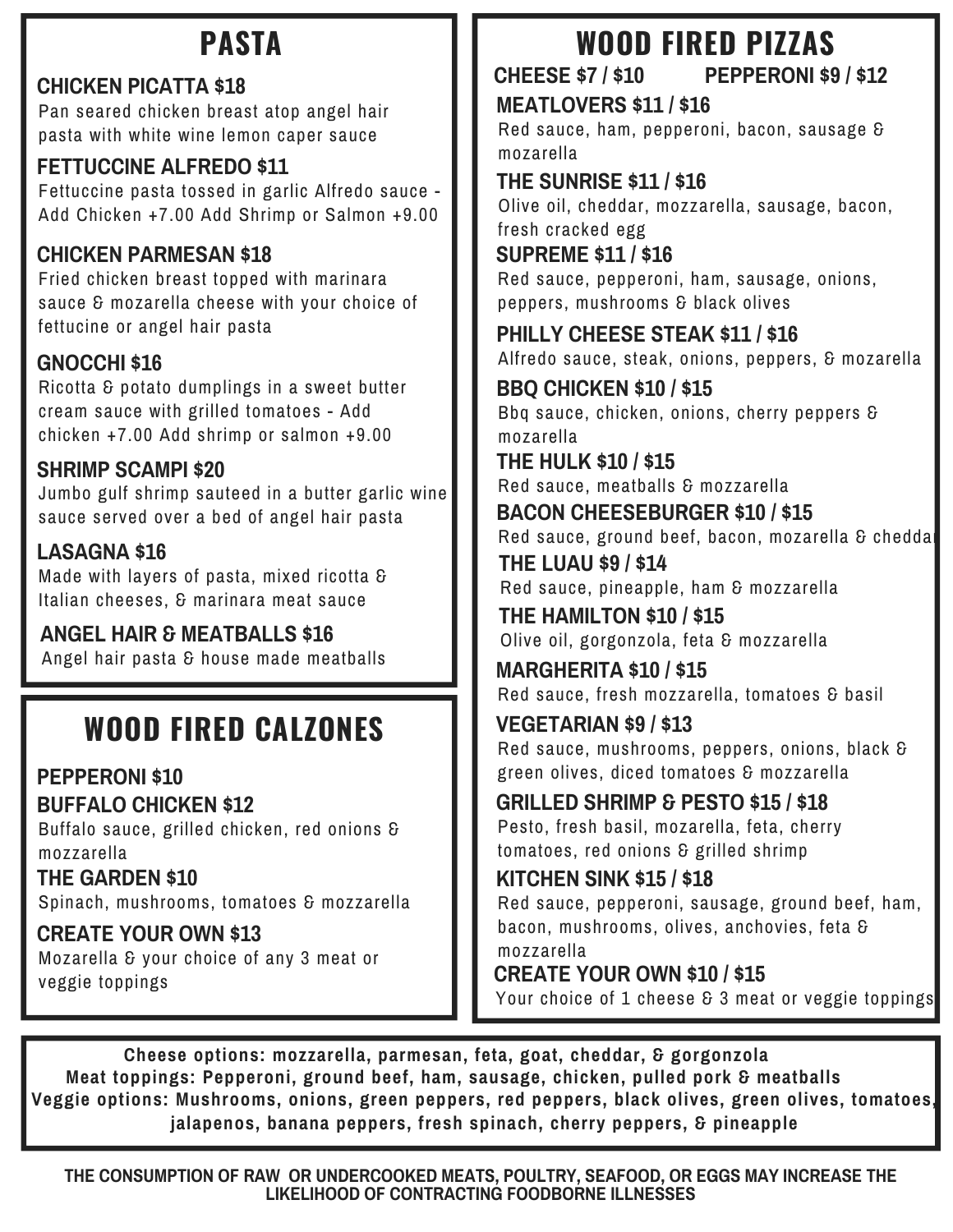## PASTA

**CHICKEN PICATTA $18**
Pan seared chicken breast atop angel hair pasta with white wine lemon caper sauce

**FETTUCCINE ALFREDO $11**
Fettuccine pasta tossed in garlic Alfredo sauce - Add Chicken +7.00 Add Shrimp or Salmon +9.00

**CHICKEN PARMESAN $18**
Fried chicken breast topped with marinara sauce & mozarella cheese with your choice of fettucine or angel hair pasta

**GNOCCHI $16**
Ricotta & potato dumplings in a sweet butter cream sauce with grilled tomatoes - Add chicken +7.00 Add shrimp or salmon +9.00

**SHRIMP SCAMPI $20**
Jumbo gulf shrimp sauteed in a butter garlic wine sauce served over a bed of angel hair pasta

**LASAGNA $16**
Made with layers of pasta, mixed ricotta & Italian cheeses, & marinara meat sauce

**ANGEL HAIR & MEATBALLS $16**
Angel hair pasta & house made meatballs

## WOOD FIRED CALZONES

**PEPPERONI $10**

**BUFFALO CHICKEN $12**
Buffalo sauce, grilled chicken, red onions & mozzarella

**THE GARDEN $10**
Spinach, mushrooms, tomatoes & mozzarella

**CREATE YOUR OWN $13**
Mozarella & your choice of any 3 meat or veggie toppings

## WOOD FIRED PIZZAS

**CHEESE $7 / $10** **PEPPERONI $9 / $12**

**MEATLOVERS $11 / $16**
Red sauce, ham, pepperoni, bacon, sausage & mozarella

**THE SUNRISE $11 / $16**
Olive oil, cheddar, mozzarella, sausage, bacon, fresh cracked egg

**SUPREME $11 / $16**
Red sauce, pepperoni, ham, sausage, onions, peppers, mushrooms & black olives

**PHILLY CHEESE STEAK $11 / $16**
Alfredo sauce, steak, onions, peppers, & mozarella

**BBQ CHICKEN $10 / $15**
Bbq sauce, chicken, onions, cherry peppers & mozarella

**THE HULK $10 / $15**
Red sauce, meatballs & mozzarella

**BACON CHEESEBURGER $10 / $15**
Red sauce, ground beef, bacon, mozarella & cheddar

**THE LUAU $9 / $14**
Red sauce, pineapple, ham & mozzarella

**THE HAMILTON $10 / $15**
Olive oil, gorgonzola, feta & mozzarella

**MARGHERITA $10 / $15**
Red sauce, fresh mozzarella, tomatoes & basil

**VEGETARIAN $9 / $13**
Red sauce, mushrooms, peppers, onions, black & green olives, diced tomatoes & mozzarella

**GRILLED SHRIMP & PESTO $15 / $18**
Pesto, fresh basil, mozarella, feta, cherry tomatoes, red onions & grilled shrimp

**KITCHEN SINK $15 / $18**
Red sauce, pepperoni, sausage, ground beef, ham, bacon, mushrooms, olives, anchovies, feta & mozzarella

**CREATE YOUR OWN $10 / $15**
Your choice of 1 cheese & 3 meat or veggie toppings

---

**Cheese options: mozzarella, parmesan, feta, goat, cheddar, & gorgonzola**
**Meat toppings: Pepperoni, ground beef, ham, sausage, chicken, pulled pork & meatballs**
**Veggie options: Mushrooms, onions, green peppers, red peppers, black olives, green olives, tomatoes, jalapenos, banana peppers, fresh spinach, cherry peppers, & pineapple**

**THE CONSUMPTION OF RAW OR UNDERCOOKED MEATS, POULTRY, SEAFOOD, OR EGGS MAY INCREASE THE LIKELIHOOD OF CONTRACTING FOODBORNE ILLNESSES**